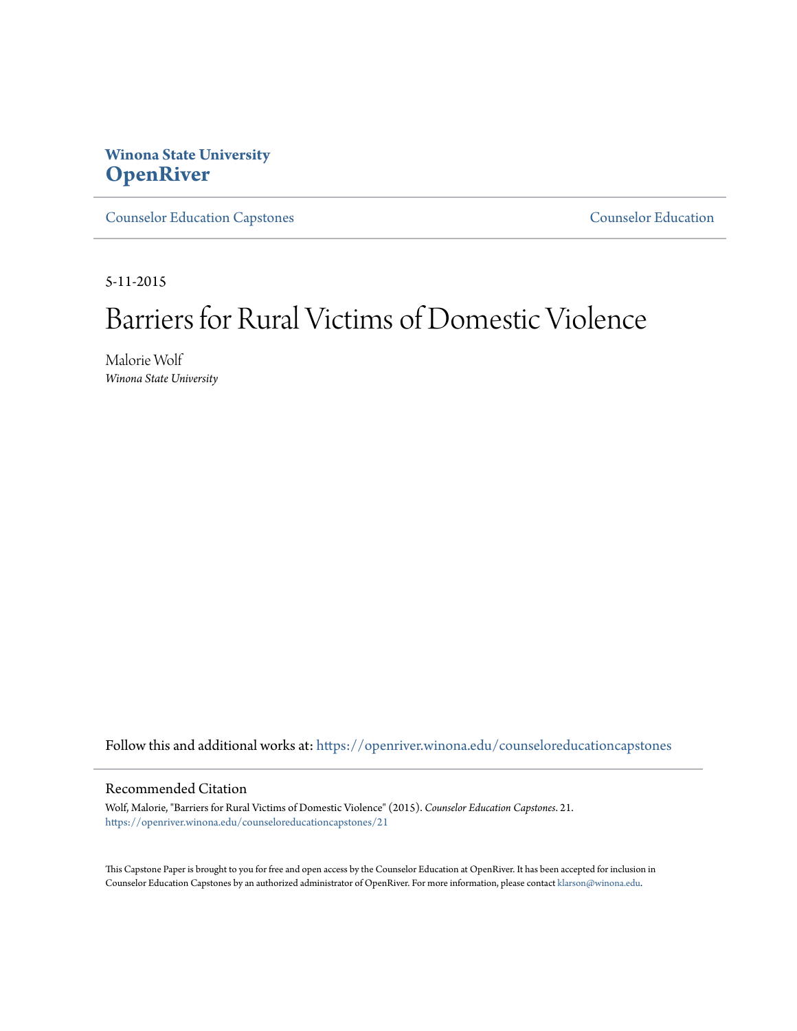**Winona State University**
# OpenRiver

Counselor Education Capstones | Counselor Education

5-11-2015

# Barriers for Rural Victims of Domestic Violence

Malorie Wolf
*Winona State University*

Follow this and additional works at: https://openriver.winona.edu/counseloreducationcapstones

## Recommended Citation

Wolf, Malorie, "Barriers for Rural Victims of Domestic Violence" (2015). *Counselor Education Capstones*. 21.
https://openriver.winona.edu/counseloreducationcapstones/21

This Capstone Paper is brought to you for free and open access by the Counselor Education at OpenRiver. It has been accepted for inclusion in Counselor Education Capstones by an authorized administrator of OpenRiver. For more information, please contact klarson@winona.edu.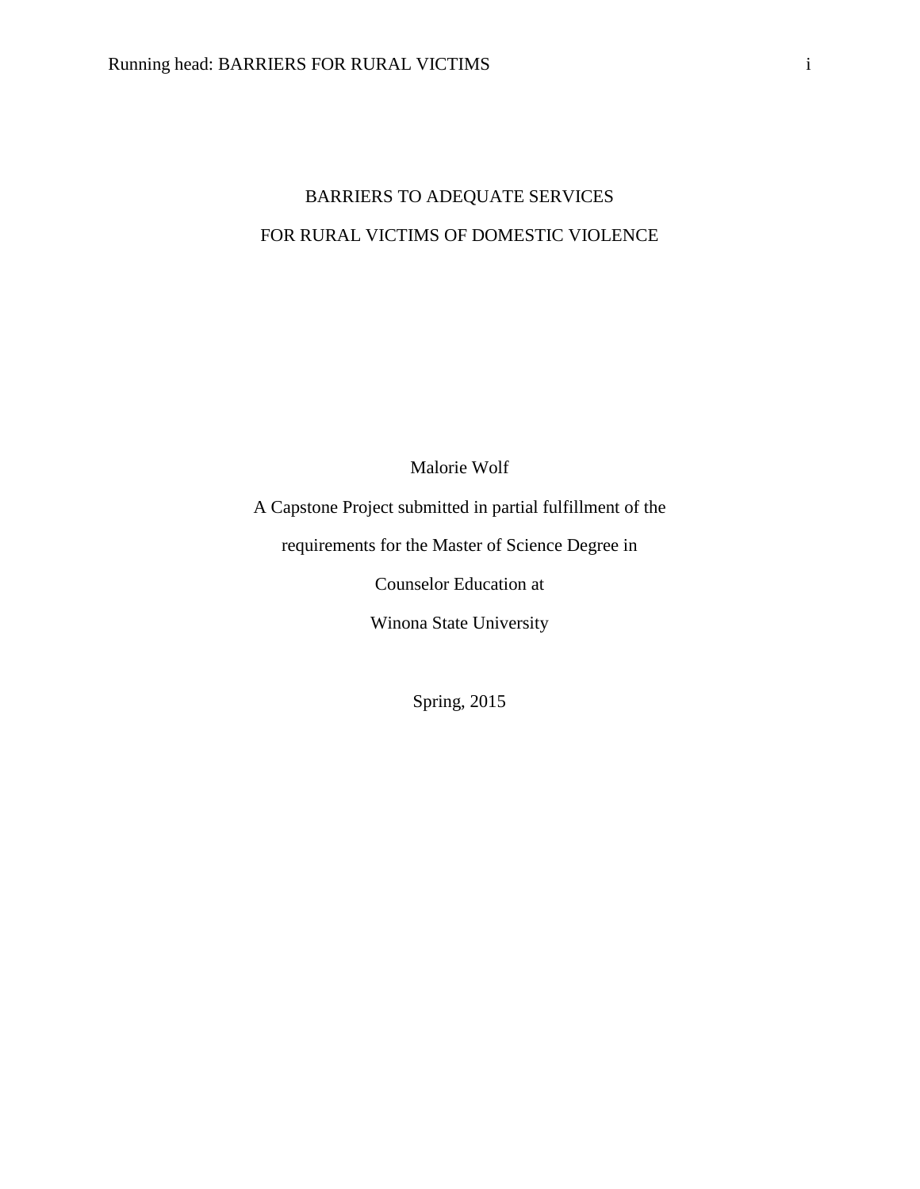# BARRIERS TO ADEQUATE SERVICES

# FOR RURAL VICTIMS OF DOMESTIC VIOLENCE

Malorie Wolf

A Capstone Project submitted in partial fulfillment of the

requirements for the Master of Science Degree in

Counselor Education at

Winona State University

Spring, 2015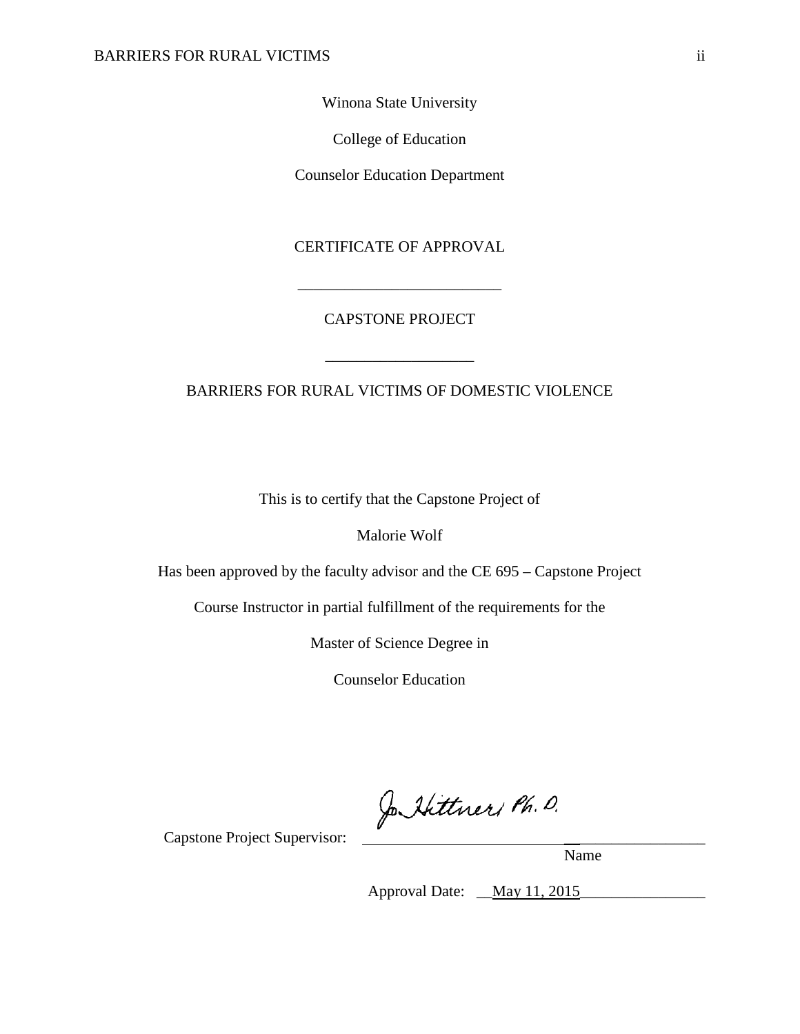Winona State University

College of Education

Counselor Education Department

CERTIFICATE OF APPROVAL

---

CAPSTONE PROJECT

---

BARRIERS FOR RURAL VICTIMS OF DOMESTIC VIOLENCE

This is to certify that the Capstone Project of

Malorie Wolf

Has been approved by the faculty advisor and the CE 695 – Capstone Project

Course Instructor in partial fulfillment of the requirements for the

Master of Science Degree in

Counselor Education

Capstone Project Supervisor: Jo Hittner, Ph. D.
Name

Approval Date: May 11, 2015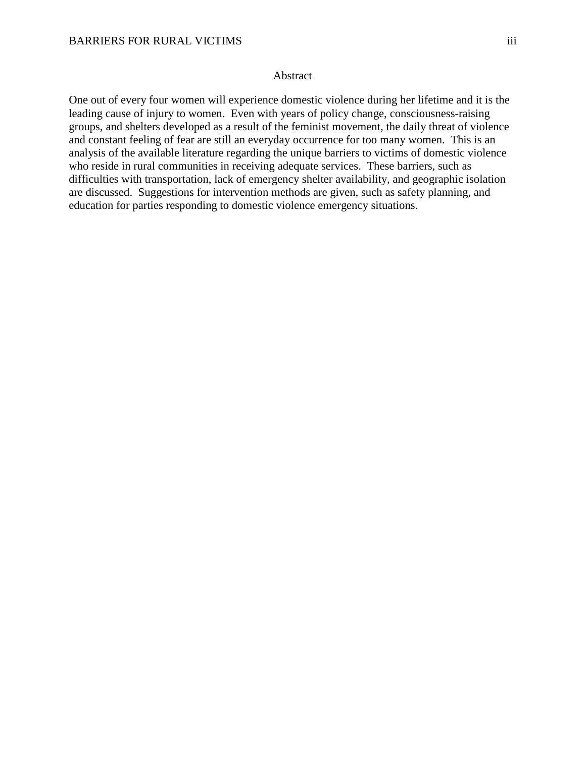# Abstract

One out of every four women will experience domestic violence during her lifetime and it is the leading cause of injury to women. Even with years of policy change, consciousness-raising groups, and shelters developed as a result of the feminist movement, the daily threat of violence and constant feeling of fear are still an everyday occurrence for too many women. This is an analysis of the available literature regarding the unique barriers to victims of domestic violence who reside in rural communities in receiving adequate services. These barriers, such as difficulties with transportation, lack of emergency shelter availability, and geographic isolation are discussed. Suggestions for intervention methods are given, such as safety planning, and education for parties responding to domestic violence emergency situations.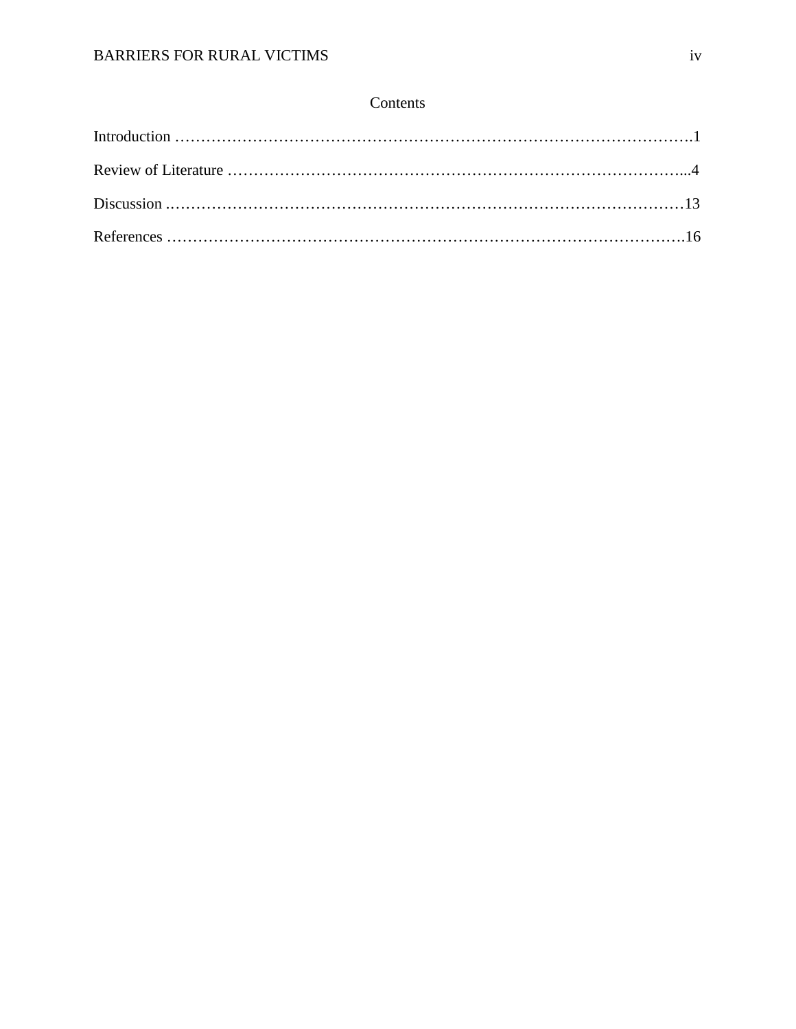# Contents

Introduction ……………………………………………………………………………………….1

Review of Literature ……………………………………………………………………………...4

Discussion ..………………………………………………………………………………………13

References ……………………………………………………………………………………….16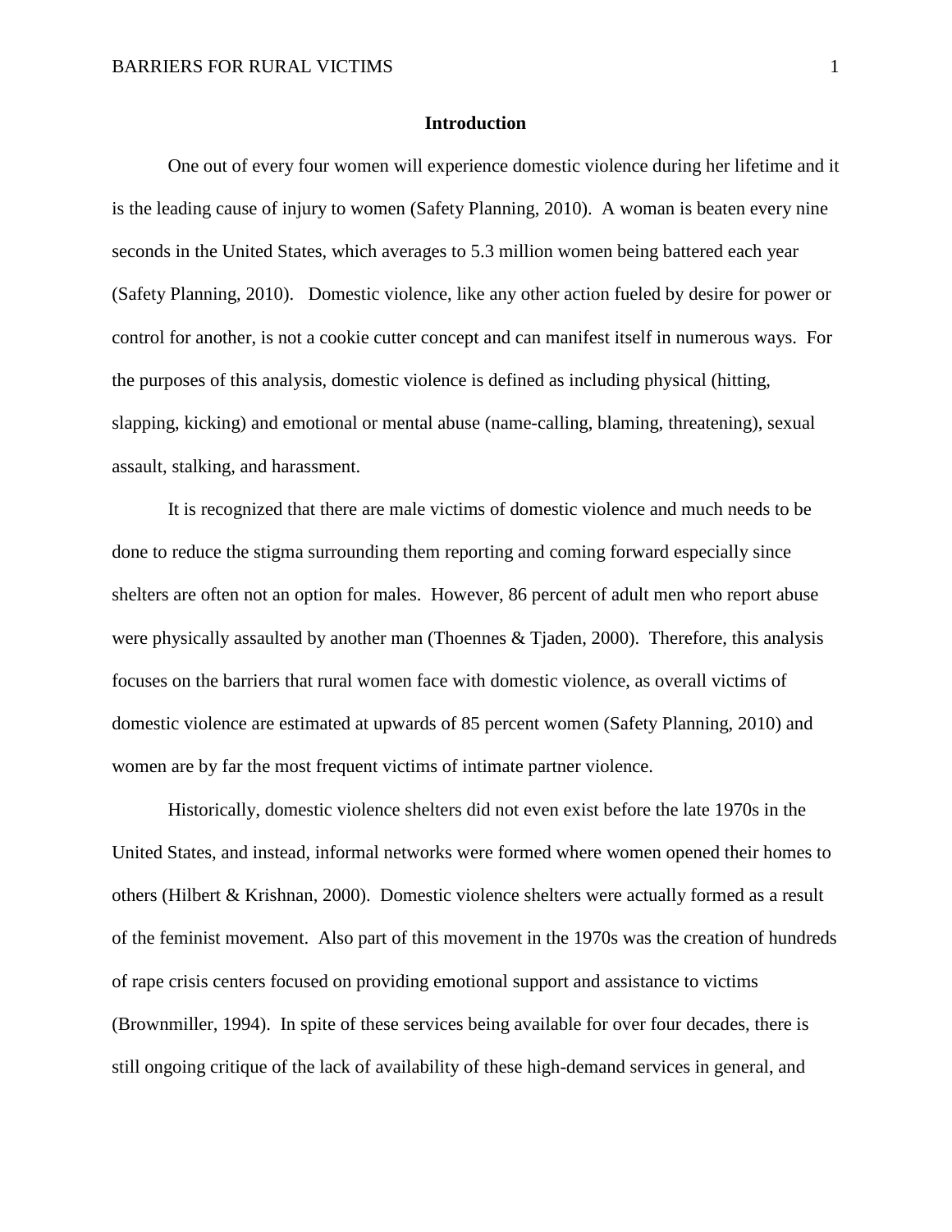## Introduction

One out of every four women will experience domestic violence during her lifetime and it is the leading cause of injury to women (Safety Planning, 2010). A woman is beaten every nine seconds in the United States, which averages to 5.3 million women being battered each year (Safety Planning, 2010). Domestic violence, like any other action fueled by desire for power or control for another, is not a cookie cutter concept and can manifest itself in numerous ways. For the purposes of this analysis, domestic violence is defined as including physical (hitting, slapping, kicking) and emotional or mental abuse (name-calling, blaming, threatening), sexual assault, stalking, and harassment.

It is recognized that there are male victims of domestic violence and much needs to be done to reduce the stigma surrounding them reporting and coming forward especially since shelters are often not an option for males. However, 86 percent of adult men who report abuse were physically assaulted by another man (Thoennes & Tjaden, 2000). Therefore, this analysis focuses on the barriers that rural women face with domestic violence, as overall victims of domestic violence are estimated at upwards of 85 percent women (Safety Planning, 2010) and women are by far the most frequent victims of intimate partner violence.

Historically, domestic violence shelters did not even exist before the late 1970s in the United States, and instead, informal networks were formed where women opened their homes to others (Hilbert & Krishnan, 2000). Domestic violence shelters were actually formed as a result of the feminist movement. Also part of this movement in the 1970s was the creation of hundreds of rape crisis centers focused on providing emotional support and assistance to victims (Brownmiller, 1994). In spite of these services being available for over four decades, there is still ongoing critique of the lack of availability of these high-demand services in general, and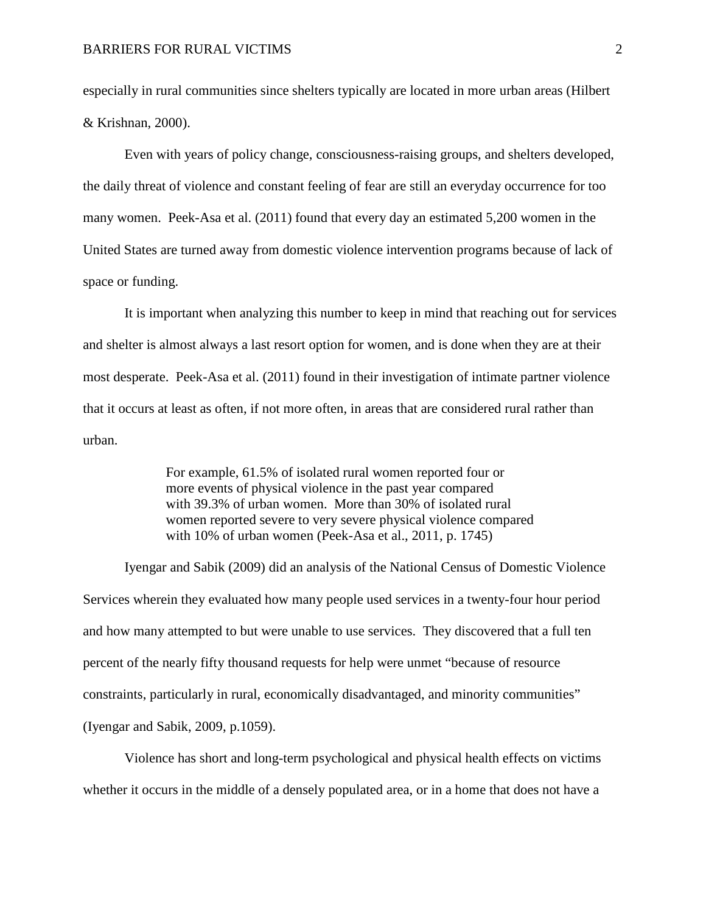especially in rural communities since shelters typically are located in more urban areas (Hilbert & Krishnan, 2000).

Even with years of policy change, consciousness-raising groups, and shelters developed, the daily threat of violence and constant feeling of fear are still an everyday occurrence for too many women. Peek-Asa et al. (2011) found that every day an estimated 5,200 women in the United States are turned away from domestic violence intervention programs because of lack of space or funding.

It is important when analyzing this number to keep in mind that reaching out for services and shelter is almost always a last resort option for women, and is done when they are at their most desperate. Peek-Asa et al. (2011) found in their investigation of intimate partner violence that it occurs at least as often, if not more often, in areas that are considered rural rather than urban.

> For example, 61.5% of isolated rural women reported four or more events of physical violence in the past year compared with 39.3% of urban women. More than 30% of isolated rural women reported severe to very severe physical violence compared with 10% of urban women (Peek-Asa et al., 2011, p. 1745)

Iyengar and Sabik (2009) did an analysis of the National Census of Domestic Violence Services wherein they evaluated how many people used services in a twenty-four hour period and how many attempted to but were unable to use services. They discovered that a full ten percent of the nearly fifty thousand requests for help were unmet "because of resource constraints, particularly in rural, economically disadvantaged, and minority communities" (Iyengar and Sabik, 2009, p.1059).

Violence has short and long-term psychological and physical health effects on victims whether it occurs in the middle of a densely populated area, or in a home that does not have a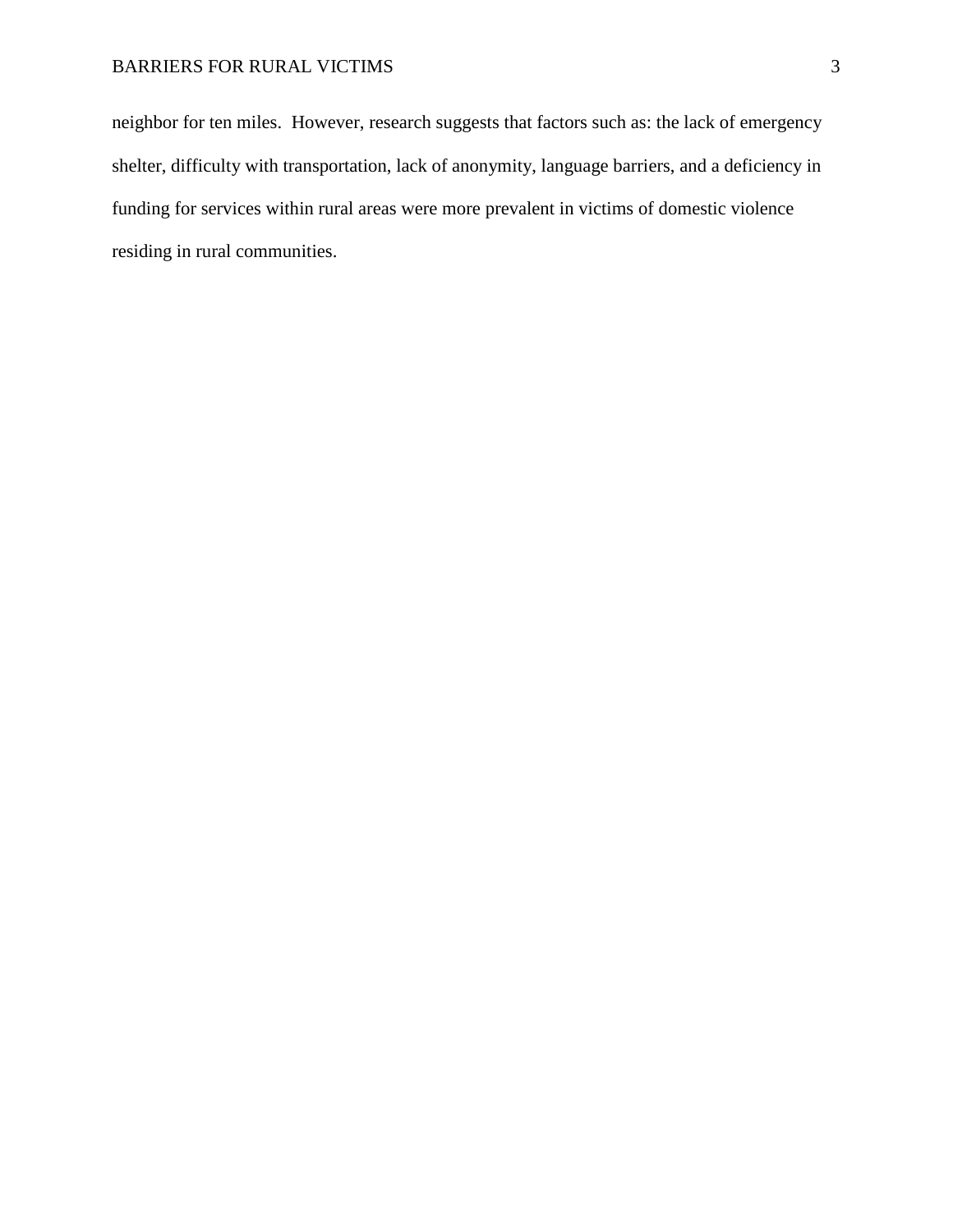neighbor for ten miles. However, research suggests that factors such as: the lack of emergency shelter, difficulty with transportation, lack of anonymity, language barriers, and a deficiency in funding for services within rural areas were more prevalent in victims of domestic violence residing in rural communities.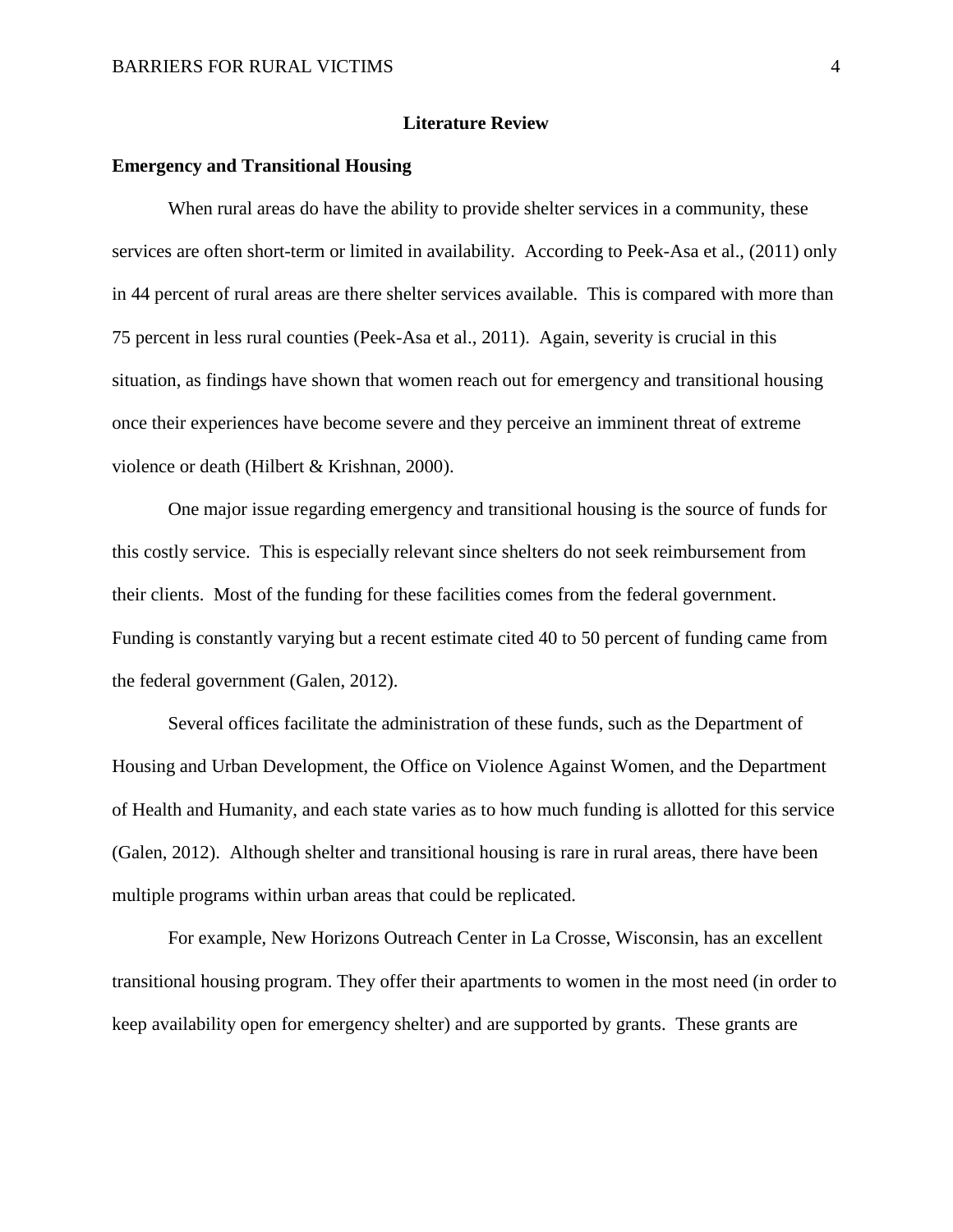## Literature Review

### Emergency and Transitional Housing

When rural areas do have the ability to provide shelter services in a community, these services are often short-term or limited in availability. According to Peek-Asa et al., (2011) only in 44 percent of rural areas are there shelter services available. This is compared with more than 75 percent in less rural counties (Peek-Asa et al., 2011). Again, severity is crucial in this situation, as findings have shown that women reach out for emergency and transitional housing once their experiences have become severe and they perceive an imminent threat of extreme violence or death (Hilbert & Krishnan, 2000).

One major issue regarding emergency and transitional housing is the source of funds for this costly service. This is especially relevant since shelters do not seek reimbursement from their clients. Most of the funding for these facilities comes from the federal government. Funding is constantly varying but a recent estimate cited 40 to 50 percent of funding came from the federal government (Galen, 2012).

Several offices facilitate the administration of these funds, such as the Department of Housing and Urban Development, the Office on Violence Against Women, and the Department of Health and Humanity, and each state varies as to how much funding is allotted for this service (Galen, 2012). Although shelter and transitional housing is rare in rural areas, there have been multiple programs within urban areas that could be replicated.

For example, New Horizons Outreach Center in La Crosse, Wisconsin, has an excellent transitional housing program. They offer their apartments to women in the most need (in order to keep availability open for emergency shelter) and are supported by grants. These grants are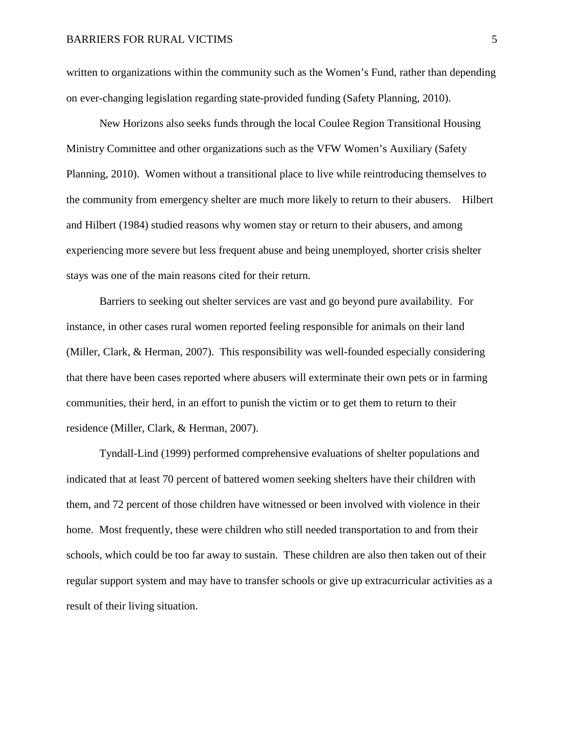written to organizations within the community such as the Women's Fund, rather than depending on ever-changing legislation regarding state-provided funding (Safety Planning, 2010).

New Horizons also seeks funds through the local Coulee Region Transitional Housing Ministry Committee and other organizations such as the VFW Women's Auxiliary (Safety Planning, 2010). Women without a transitional place to live while reintroducing themselves to the community from emergency shelter are much more likely to return to their abusers. Hilbert and Hilbert (1984) studied reasons why women stay or return to their abusers, and among experiencing more severe but less frequent abuse and being unemployed, shorter crisis shelter stays was one of the main reasons cited for their return.

Barriers to seeking out shelter services are vast and go beyond pure availability. For instance, in other cases rural women reported feeling responsible for animals on their land (Miller, Clark, & Herman, 2007). This responsibility was well-founded especially considering that there have been cases reported where abusers will exterminate their own pets or in farming communities, their herd, in an effort to punish the victim or to get them to return to their residence (Miller, Clark, & Herman, 2007).

Tyndall-Lind (1999) performed comprehensive evaluations of shelter populations and indicated that at least 70 percent of battered women seeking shelters have their children with them, and 72 percent of those children have witnessed or been involved with violence in their home. Most frequently, these were children who still needed transportation to and from their schools, which could be too far away to sustain. These children are also then taken out of their regular support system and may have to transfer schools or give up extracurricular activities as a result of their living situation.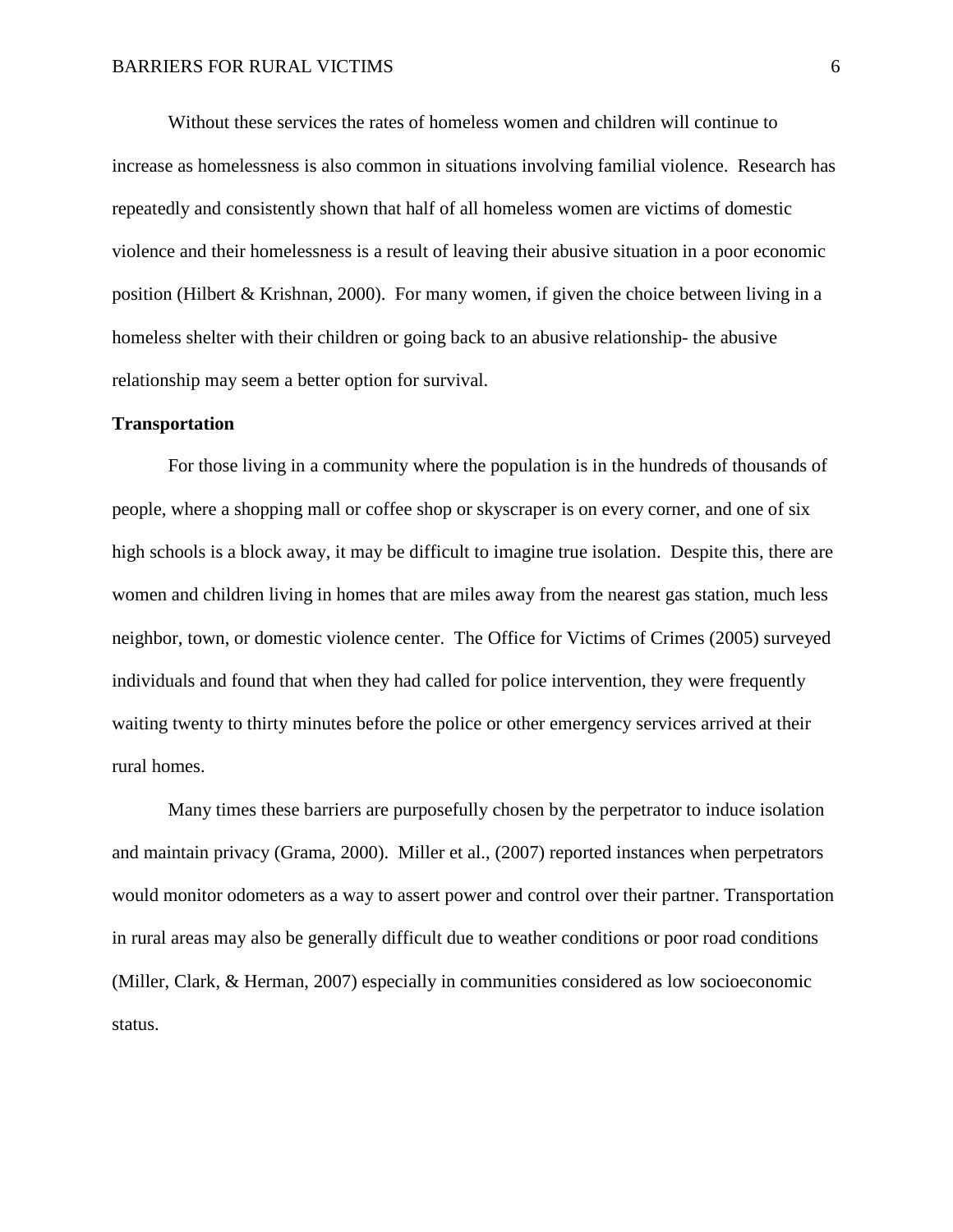Without these services the rates of homeless women and children will continue to increase as homelessness is also common in situations involving familial violence. Research has repeatedly and consistently shown that half of all homeless women are victims of domestic violence and their homelessness is a result of leaving their abusive situation in a poor economic position (Hilbert & Krishnan, 2000). For many women, if given the choice between living in a homeless shelter with their children or going back to an abusive relationship- the abusive relationship may seem a better option for survival.

**Transportation**

For those living in a community where the population is in the hundreds of thousands of people, where a shopping mall or coffee shop or skyscraper is on every corner, and one of six high schools is a block away, it may be difficult to imagine true isolation. Despite this, there are women and children living in homes that are miles away from the nearest gas station, much less neighbor, town, or domestic violence center. The Office for Victims of Crimes (2005) surveyed individuals and found that when they had called for police intervention, they were frequently waiting twenty to thirty minutes before the police or other emergency services arrived at their rural homes.

Many times these barriers are purposefully chosen by the perpetrator to induce isolation and maintain privacy (Grama, 2000). Miller et al., (2007) reported instances when perpetrators would monitor odometers as a way to assert power and control over their partner. Transportation in rural areas may also be generally difficult due to weather conditions or poor road conditions (Miller, Clark, & Herman, 2007) especially in communities considered as low socioeconomic status.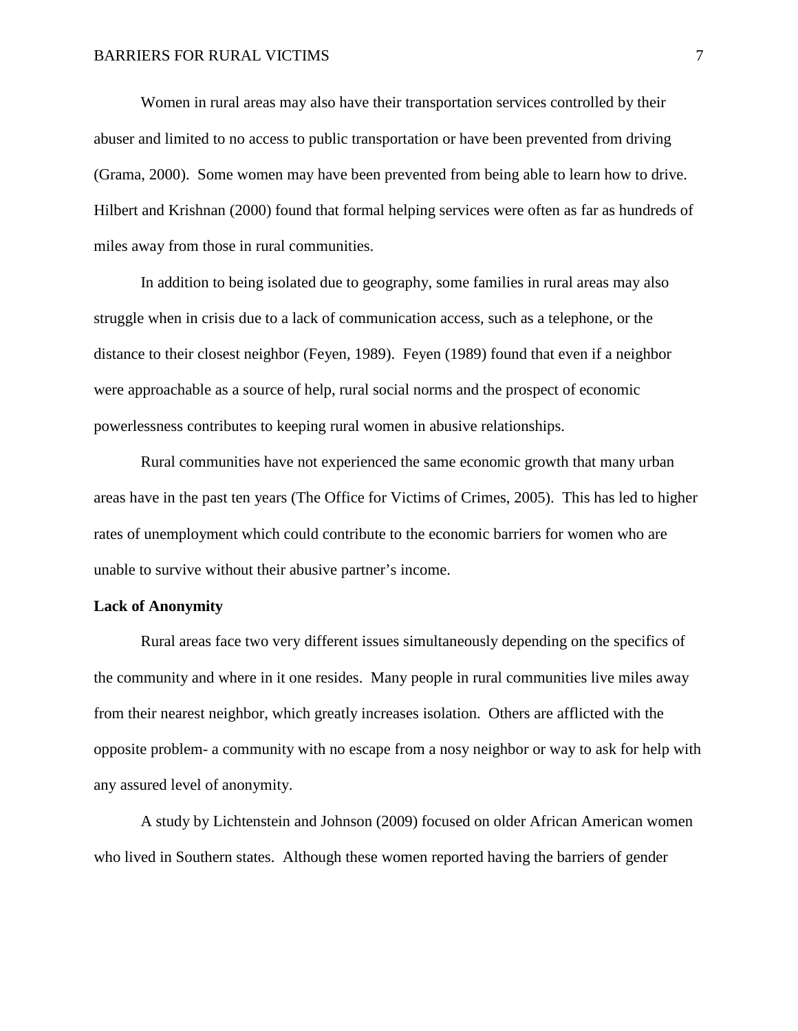Women in rural areas may also have their transportation services controlled by their abuser and limited to no access to public transportation or have been prevented from driving (Grama, 2000). Some women may have been prevented from being able to learn how to drive. Hilbert and Krishnan (2000) found that formal helping services were often as far as hundreds of miles away from those in rural communities.

In addition to being isolated due to geography, some families in rural areas may also struggle when in crisis due to a lack of communication access, such as a telephone, or the distance to their closest neighbor (Feyen, 1989). Feyen (1989) found that even if a neighbor were approachable as a source of help, rural social norms and the prospect of economic powerlessness contributes to keeping rural women in abusive relationships.

Rural communities have not experienced the same economic growth that many urban areas have in the past ten years (The Office for Victims of Crimes, 2005). This has led to higher rates of unemployment which could contribute to the economic barriers for women who are unable to survive without their abusive partner's income.

**Lack of Anonymity**

Rural areas face two very different issues simultaneously depending on the specifics of the community and where in it one resides. Many people in rural communities live miles away from their nearest neighbor, which greatly increases isolation. Others are afflicted with the opposite problem- a community with no escape from a nosy neighbor or way to ask for help with any assured level of anonymity.

A study by Lichtenstein and Johnson (2009) focused on older African American women who lived in Southern states. Although these women reported having the barriers of gender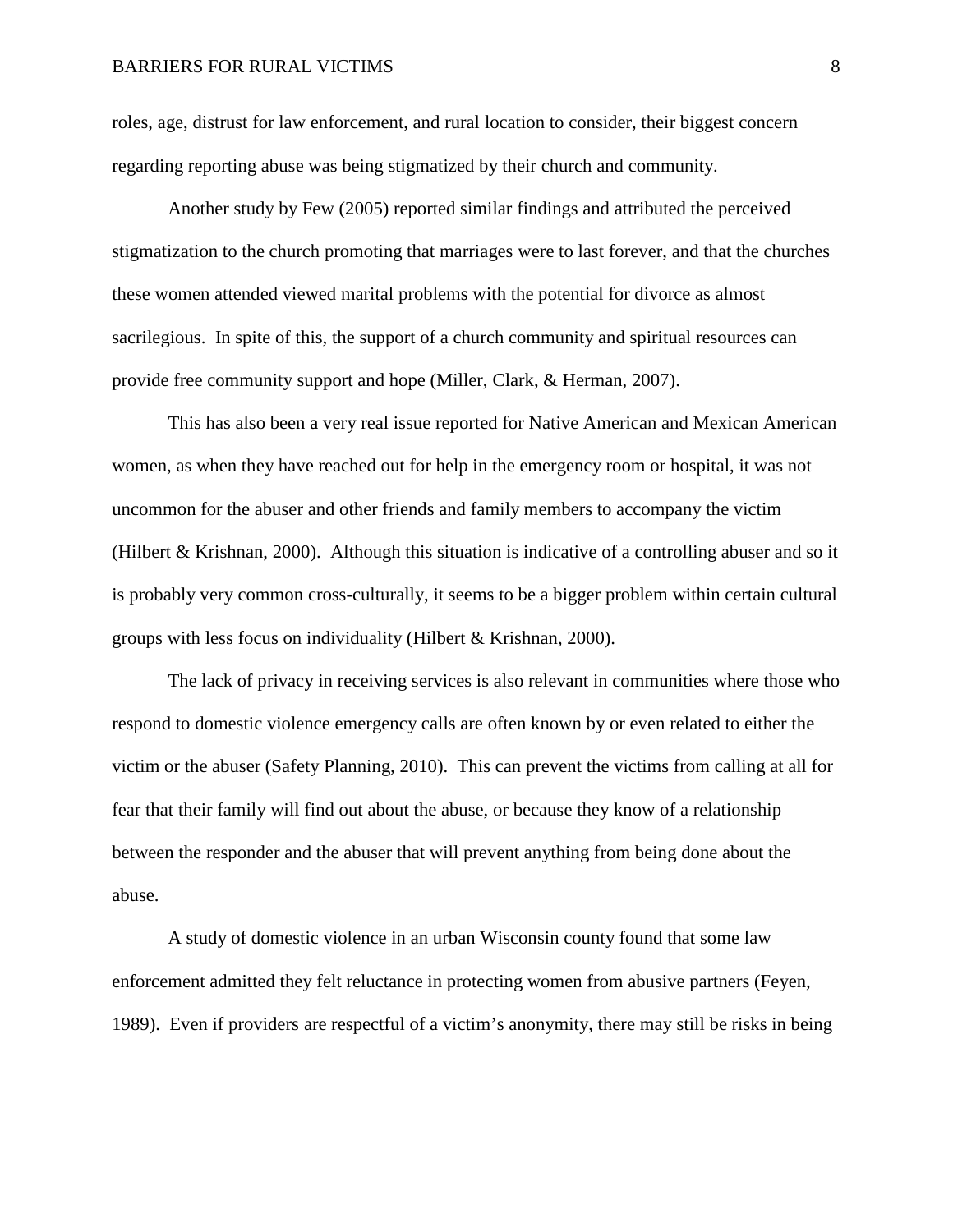roles, age, distrust for law enforcement, and rural location to consider, their biggest concern regarding reporting abuse was being stigmatized by their church and community.

Another study by Few (2005) reported similar findings and attributed the perceived stigmatization to the church promoting that marriages were to last forever, and that the churches these women attended viewed marital problems with the potential for divorce as almost sacrilegious.  In spite of this, the support of a church community and spiritual resources can provide free community support and hope (Miller, Clark, & Herman, 2007).

This has also been a very real issue reported for Native American and Mexican American women, as when they have reached out for help in the emergency room or hospital, it was not uncommon for the abuser and other friends and family members to accompany the victim (Hilbert & Krishnan, 2000).  Although this situation is indicative of a controlling abuser and so it is probably very common cross-culturally, it seems to be a bigger problem within certain cultural groups with less focus on individuality (Hilbert & Krishnan, 2000).

The lack of privacy in receiving services is also relevant in communities where those who respond to domestic violence emergency calls are often known by or even related to either the victim or the abuser (Safety Planning, 2010).  This can prevent the victims from calling at all for fear that their family will find out about the abuse, or because they know of a relationship between the responder and the abuser that will prevent anything from being done about the abuse.

A study of domestic violence in an urban Wisconsin county found that some law enforcement admitted they felt reluctance in protecting women from abusive partners (Feyen, 1989).  Even if providers are respectful of a victim's anonymity, there may still be risks in being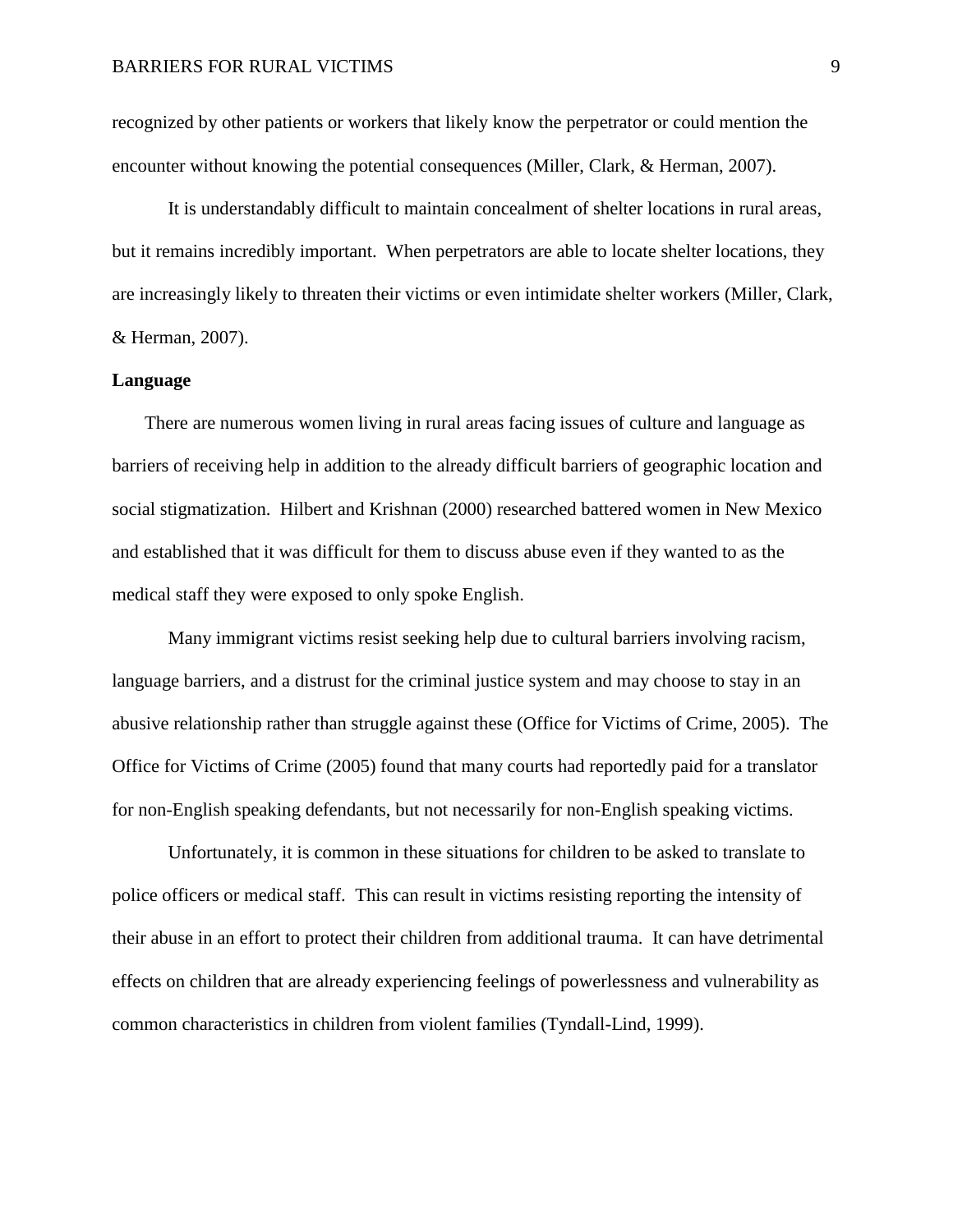recognized by other patients or workers that likely know the perpetrator or could mention the encounter without knowing the potential consequences (Miller, Clark, & Herman, 2007).

It is understandably difficult to maintain concealment of shelter locations in rural areas, but it remains incredibly important. When perpetrators are able to locate shelter locations, they are increasingly likely to threaten their victims or even intimidate shelter workers (Miller, Clark, & Herman, 2007).

**Language**

There are numerous women living in rural areas facing issues of culture and language as barriers of receiving help in addition to the already difficult barriers of geographic location and social stigmatization. Hilbert and Krishnan (2000) researched battered women in New Mexico and established that it was difficult for them to discuss abuse even if they wanted to as the medical staff they were exposed to only spoke English.

Many immigrant victims resist seeking help due to cultural barriers involving racism, language barriers, and a distrust for the criminal justice system and may choose to stay in an abusive relationship rather than struggle against these (Office for Victims of Crime, 2005). The Office for Victims of Crime (2005) found that many courts had reportedly paid for a translator for non-English speaking defendants, but not necessarily for non-English speaking victims.

Unfortunately, it is common in these situations for children to be asked to translate to police officers or medical staff. This can result in victims resisting reporting the intensity of their abuse in an effort to protect their children from additional trauma. It can have detrimental effects on children that are already experiencing feelings of powerlessness and vulnerability as common characteristics in children from violent families (Tyndall-Lind, 1999).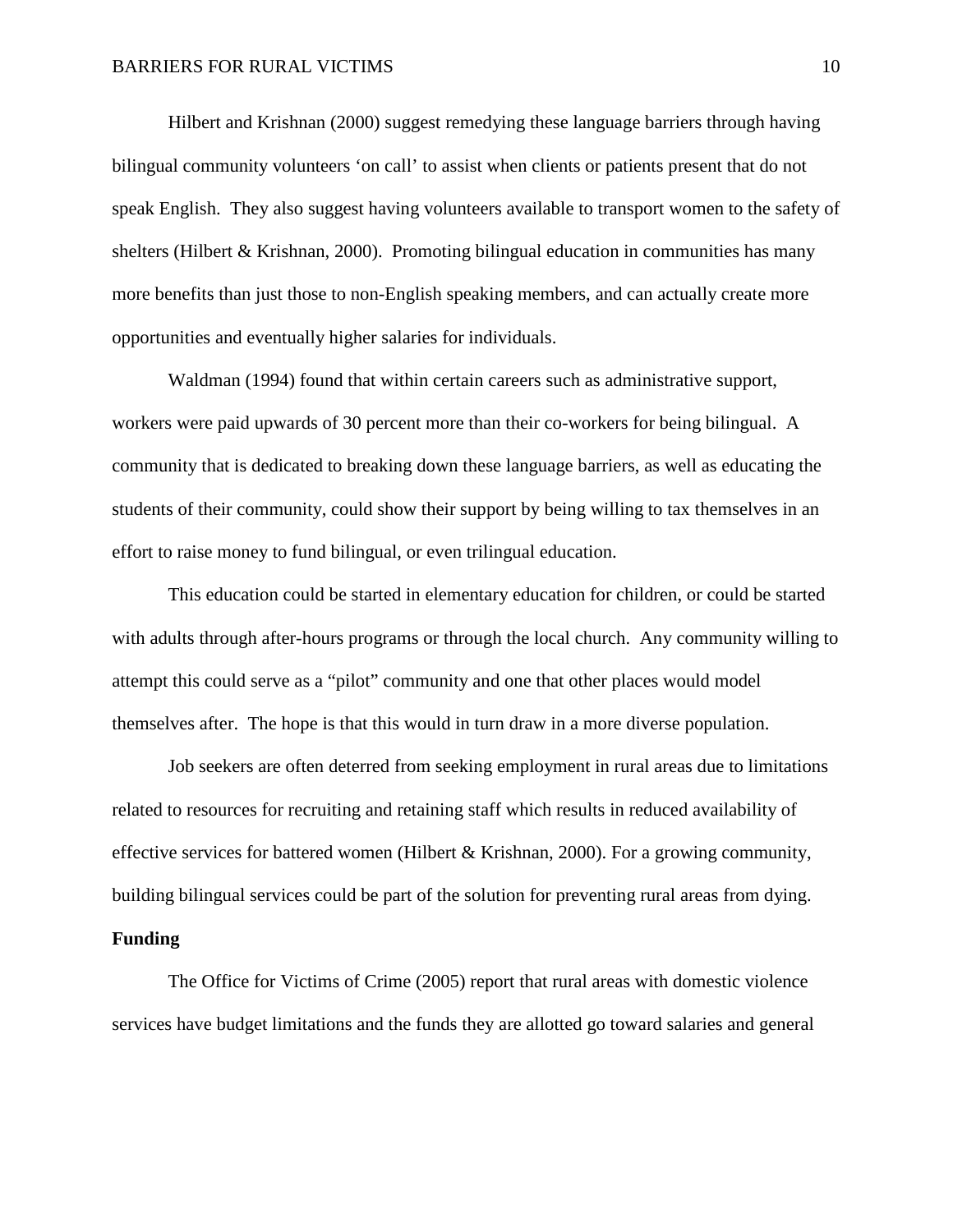Hilbert and Krishnan (2000) suggest remedying these language barriers through having bilingual community volunteers 'on call' to assist when clients or patients present that do not speak English. They also suggest having volunteers available to transport women to the safety of shelters (Hilbert & Krishnan, 2000). Promoting bilingual education in communities has many more benefits than just those to non-English speaking members, and can actually create more opportunities and eventually higher salaries for individuals.

Waldman (1994) found that within certain careers such as administrative support, workers were paid upwards of 30 percent more than their co-workers for being bilingual. A community that is dedicated to breaking down these language barriers, as well as educating the students of their community, could show their support by being willing to tax themselves in an effort to raise money to fund bilingual, or even trilingual education.

This education could be started in elementary education for children, or could be started with adults through after-hours programs or through the local church. Any community willing to attempt this could serve as a "pilot" community and one that other places would model themselves after. The hope is that this would in turn draw in a more diverse population.

Job seekers are often deterred from seeking employment in rural areas due to limitations related to resources for recruiting and retaining staff which results in reduced availability of effective services for battered women (Hilbert & Krishnan, 2000). For a growing community, building bilingual services could be part of the solution for preventing rural areas from dying.

**Funding**

The Office for Victims of Crime (2005) report that rural areas with domestic violence services have budget limitations and the funds they are allotted go toward salaries and general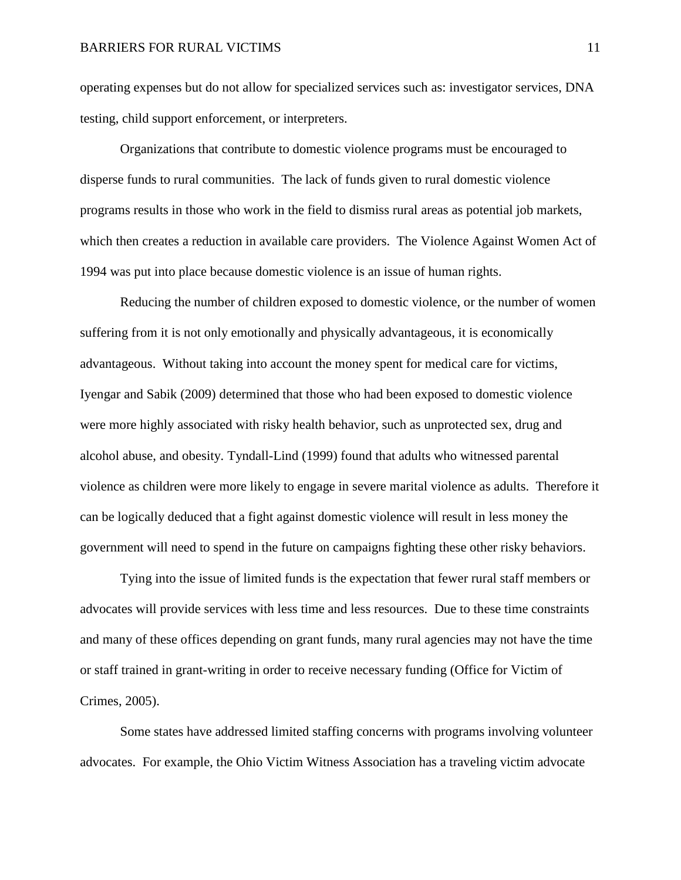operating expenses but do not allow for specialized services such as: investigator services, DNA testing, child support enforcement, or interpreters.

Organizations that contribute to domestic violence programs must be encouraged to disperse funds to rural communities. The lack of funds given to rural domestic violence programs results in those who work in the field to dismiss rural areas as potential job markets, which then creates a reduction in available care providers. The Violence Against Women Act of 1994 was put into place because domestic violence is an issue of human rights.

Reducing the number of children exposed to domestic violence, or the number of women suffering from it is not only emotionally and physically advantageous, it is economically advantageous. Without taking into account the money spent for medical care for victims, Iyengar and Sabik (2009) determined that those who had been exposed to domestic violence were more highly associated with risky health behavior, such as unprotected sex, drug and alcohol abuse, and obesity. Tyndall-Lind (1999) found that adults who witnessed parental violence as children were more likely to engage in severe marital violence as adults. Therefore it can be logically deduced that a fight against domestic violence will result in less money the government will need to spend in the future on campaigns fighting these other risky behaviors.

Tying into the issue of limited funds is the expectation that fewer rural staff members or advocates will provide services with less time and less resources. Due to these time constraints and many of these offices depending on grant funds, many rural agencies may not have the time or staff trained in grant-writing in order to receive necessary funding (Office for Victim of Crimes, 2005).

Some states have addressed limited staffing concerns with programs involving volunteer advocates. For example, the Ohio Victim Witness Association has a traveling victim advocate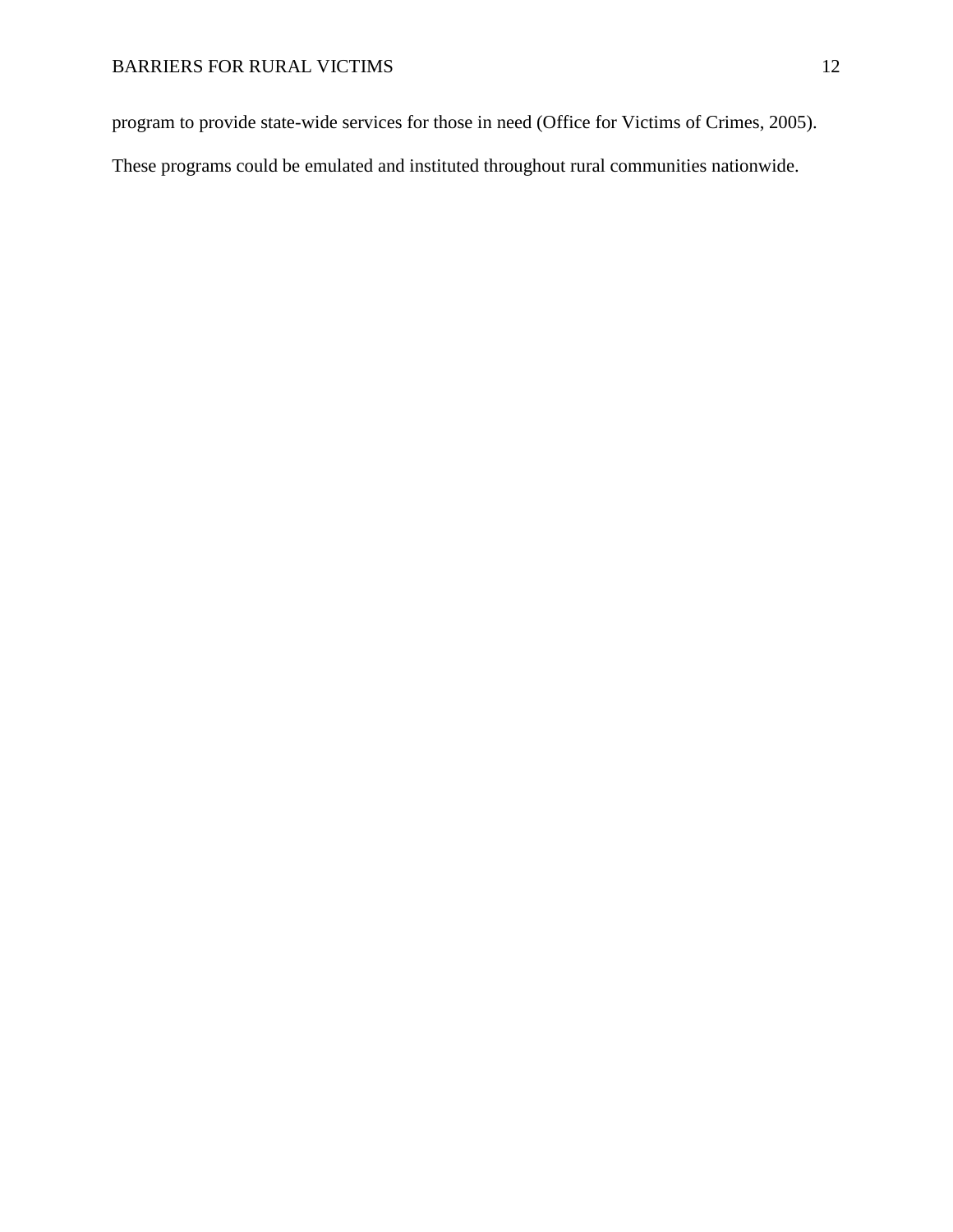program to provide state-wide services for those in need (Office for Victims of Crimes, 2005). These programs could be emulated and instituted throughout rural communities nationwide.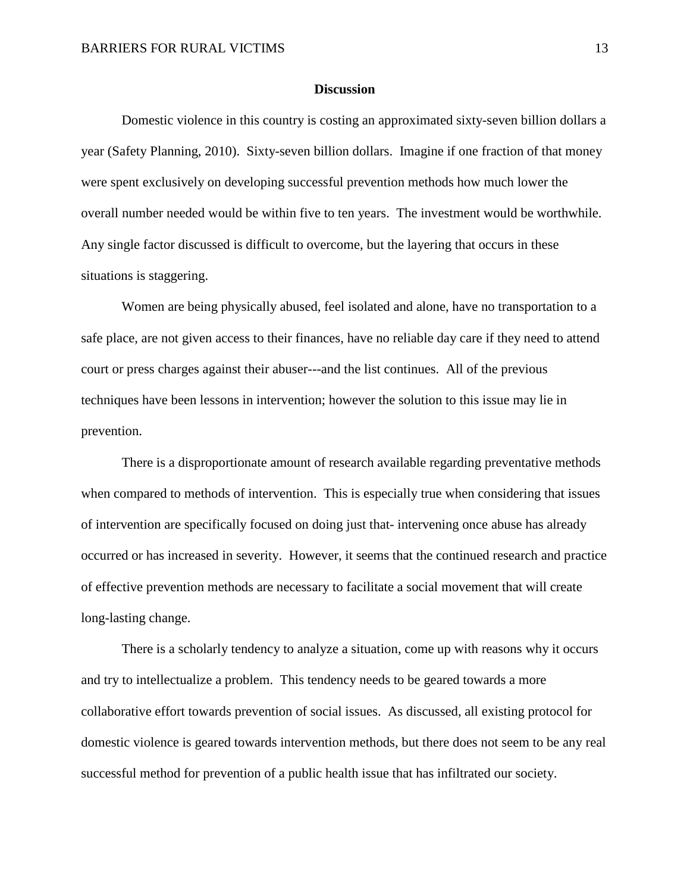## Discussion

Domestic violence in this country is costing an approximated sixty-seven billion dollars a year (Safety Planning, 2010). Sixty-seven billion dollars. Imagine if one fraction of that money were spent exclusively on developing successful prevention methods how much lower the overall number needed would be within five to ten years. The investment would be worthwhile. Any single factor discussed is difficult to overcome, but the layering that occurs in these situations is staggering.

Women are being physically abused, feel isolated and alone, have no transportation to a safe place, are not given access to their finances, have no reliable day care if they need to attend court or press charges against their abuser---and the list continues. All of the previous techniques have been lessons in intervention; however the solution to this issue may lie in prevention.

There is a disproportionate amount of research available regarding preventative methods when compared to methods of intervention. This is especially true when considering that issues of intervention are specifically focused on doing just that- intervening once abuse has already occurred or has increased in severity. However, it seems that the continued research and practice of effective prevention methods are necessary to facilitate a social movement that will create long-lasting change.

There is a scholarly tendency to analyze a situation, come up with reasons why it occurs and try to intellectualize a problem. This tendency needs to be geared towards a more collaborative effort towards prevention of social issues. As discussed, all existing protocol for domestic violence is geared towards intervention methods, but there does not seem to be any real successful method for prevention of a public health issue that has infiltrated our society.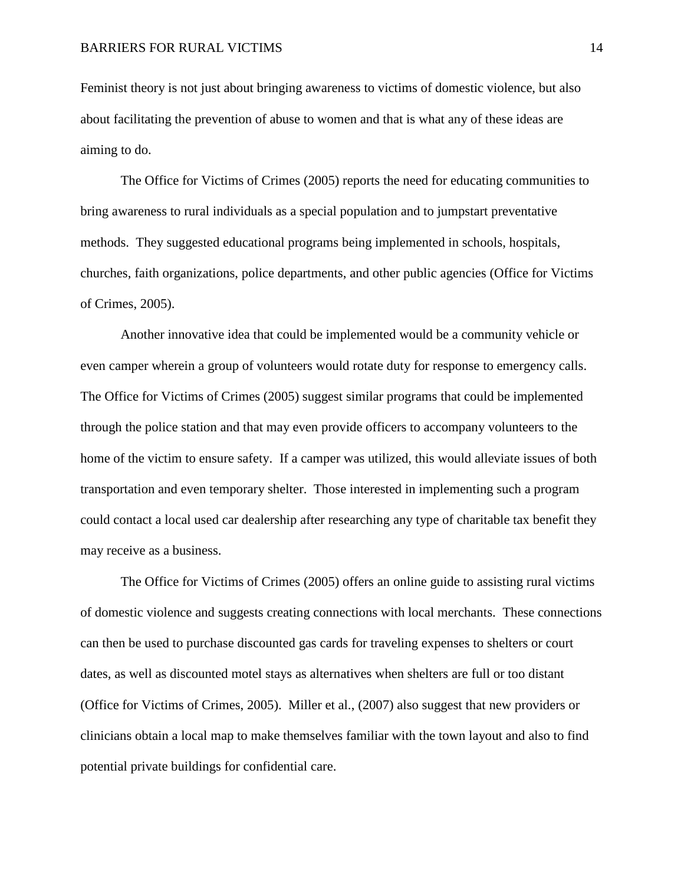Feminist theory is not just about bringing awareness to victims of domestic violence, but also about facilitating the prevention of abuse to women and that is what any of these ideas are aiming to do.

The Office for Victims of Crimes (2005) reports the need for educating communities to bring awareness to rural individuals as a special population and to jumpstart preventative methods. They suggested educational programs being implemented in schools, hospitals, churches, faith organizations, police departments, and other public agencies (Office for Victims of Crimes, 2005).

Another innovative idea that could be implemented would be a community vehicle or even camper wherein a group of volunteers would rotate duty for response to emergency calls. The Office for Victims of Crimes (2005) suggest similar programs that could be implemented through the police station and that may even provide officers to accompany volunteers to the home of the victim to ensure safety. If a camper was utilized, this would alleviate issues of both transportation and even temporary shelter. Those interested in implementing such a program could contact a local used car dealership after researching any type of charitable tax benefit they may receive as a business.

The Office for Victims of Crimes (2005) offers an online guide to assisting rural victims of domestic violence and suggests creating connections with local merchants. These connections can then be used to purchase discounted gas cards for traveling expenses to shelters or court dates, as well as discounted motel stays as alternatives when shelters are full or too distant (Office for Victims of Crimes, 2005). Miller et al., (2007) also suggest that new providers or clinicians obtain a local map to make themselves familiar with the town layout and also to find potential private buildings for confidential care.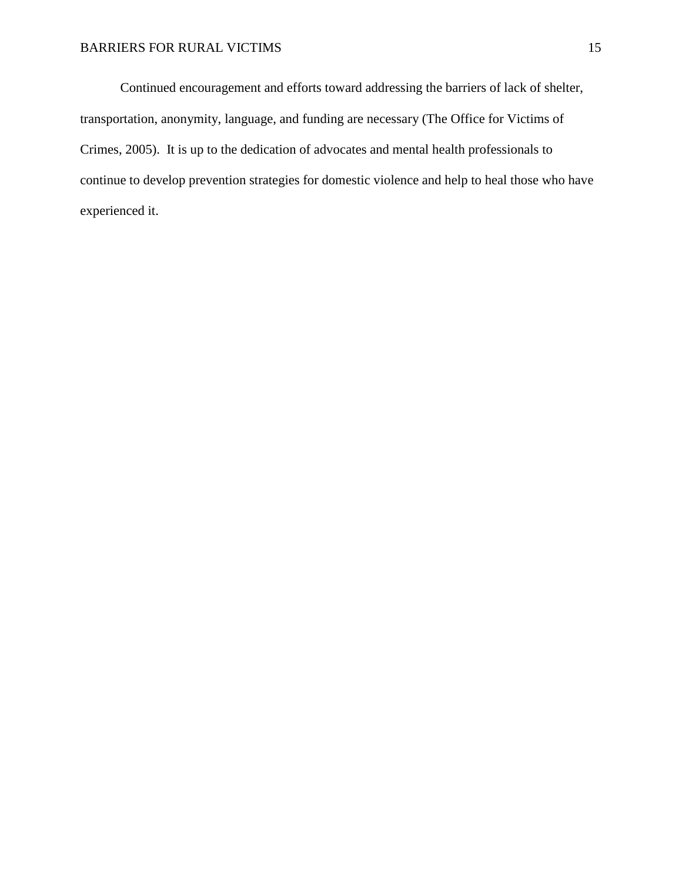Continued encouragement and efforts toward addressing the barriers of lack of shelter, transportation, anonymity, language, and funding are necessary (The Office for Victims of Crimes, 2005). It is up to the dedication of advocates and mental health professionals to continue to develop prevention strategies for domestic violence and help to heal those who have experienced it.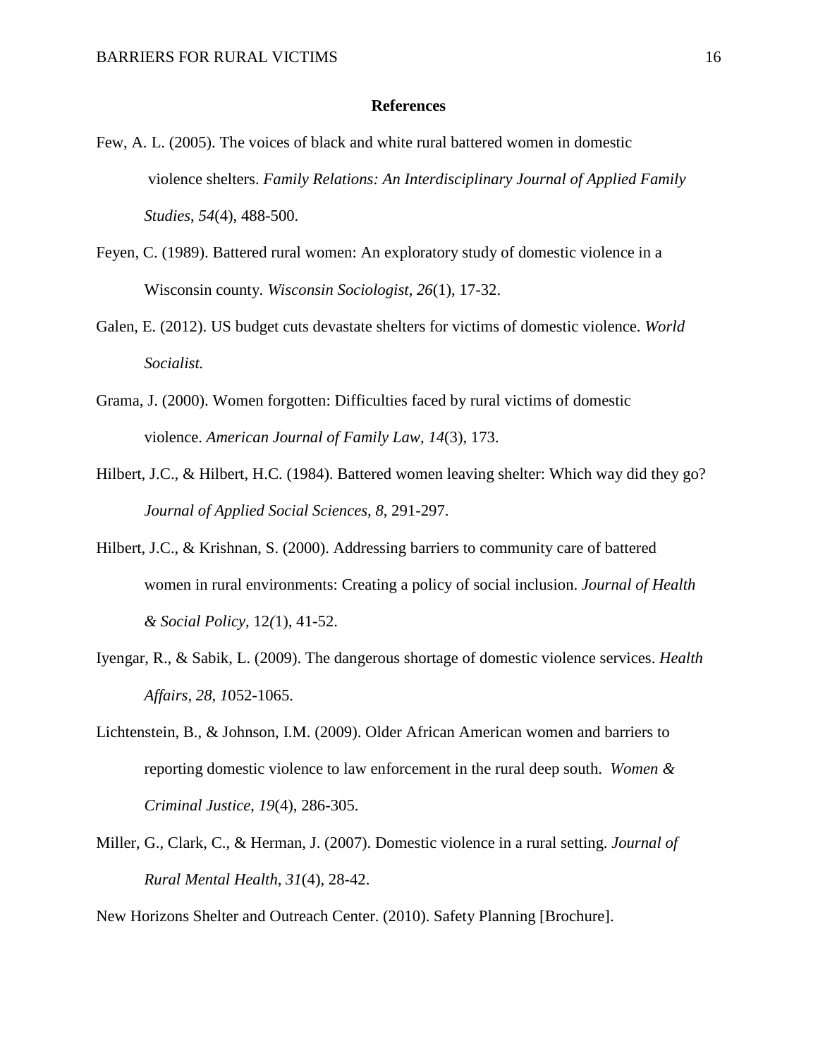**References**

Few, A. L. (2005). The voices of black and white rural battered women in domestic violence shelters. *Family Relations: An Interdisciplinary Journal of Applied Family Studies*, *54*(4), 488-500.

Feyen, C. (1989). Battered rural women: An exploratory study of domestic violence in a Wisconsin county. *Wisconsin Sociologist*, *26*(1), 17-32.

Galen, E. (2012). US budget cuts devastate shelters for victims of domestic violence. *World Socialist.*

Grama, J. (2000). Women forgotten: Difficulties faced by rural victims of domestic violence. *American Journal of Family Law*, *14*(3), 173.

Hilbert, J.C., & Hilbert, H.C. (1984). Battered women leaving shelter: Which way did they go? *Journal of Applied Social Sciences, 8*, 291-297.

Hilbert, J.C., & Krishnan, S. (2000). Addressing barriers to community care of battered women in rural environments: Creating a policy of social inclusion. *Journal of Health & Social Policy*, 12*(*1), 41-52.

Iyengar, R., & Sabik, L. (2009). The dangerous shortage of domestic violence services. *Health Affairs*, *28, 1*052-1065.

Lichtenstein, B., & Johnson, I.M. (2009). Older African American women and barriers to reporting domestic violence to law enforcement in the rural deep south. *Women & Criminal Justice*, *19*(4), 286-305.

Miller, G., Clark, C., & Herman, J. (2007). Domestic violence in a rural setting. *Journal of Rural Mental Health, 31*(4), 28-42.

New Horizons Shelter and Outreach Center. (2010). Safety Planning [Brochure].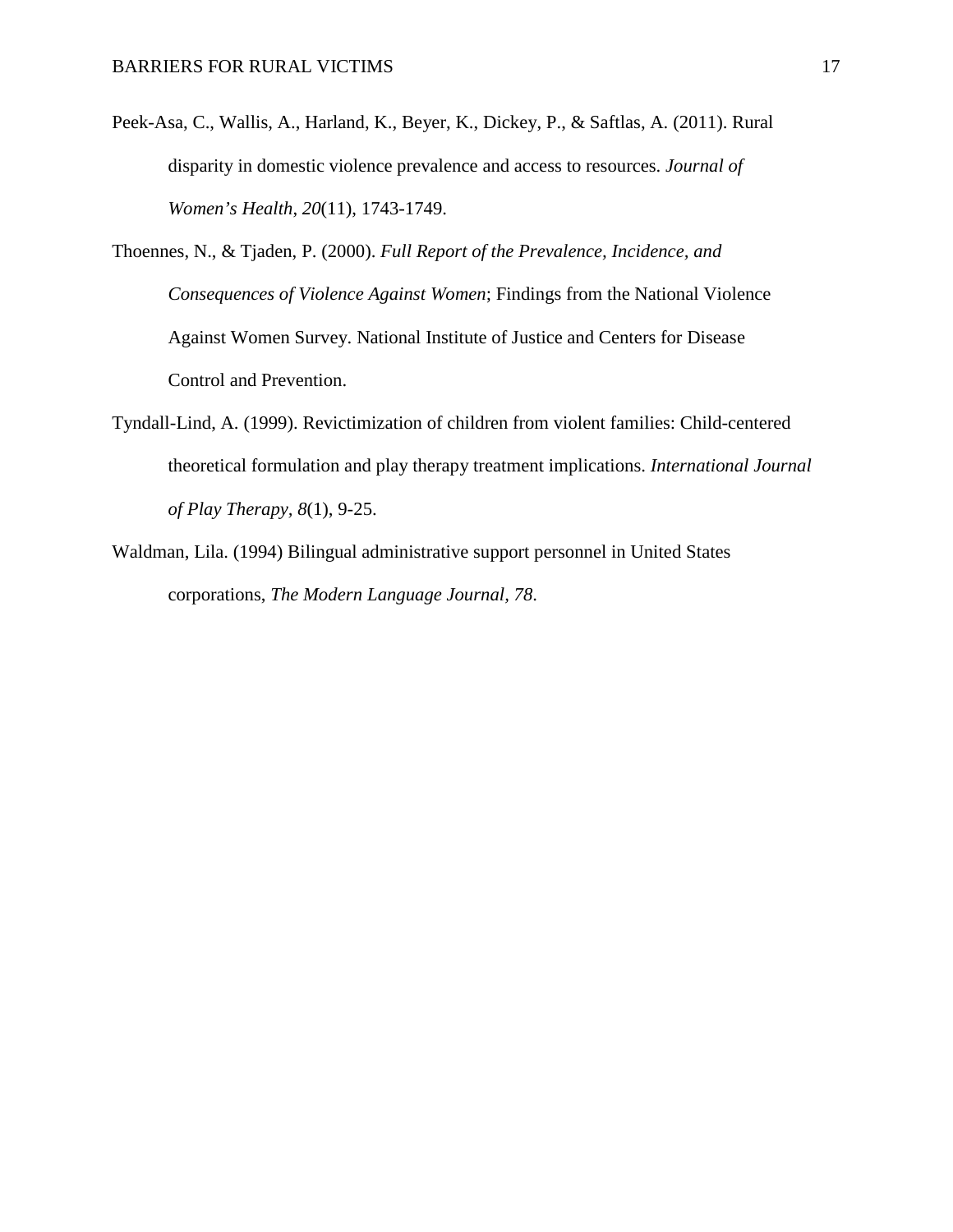Peek-Asa, C., Wallis, A., Harland, K., Beyer, K., Dickey, P., & Saftlas, A. (2011). Rural disparity in domestic violence prevalence and access to resources. *Journal of Women's Health*, *20*(11), 1743-1749.

Thoennes, N., & Tjaden, P. (2000). *Full Report of the Prevalence, Incidence, and Consequences of Violence Against Women*; Findings from the National Violence Against Women Survey. National Institute of Justice and Centers for Disease Control and Prevention.

Tyndall-Lind, A. (1999). Revictimization of children from violent families: Child-centered theoretical formulation and play therapy treatment implications. *International Journal of Play Therapy*, *8*(1), 9-25.

Waldman, Lila. (1994) Bilingual administrative support personnel in United States corporations, *The Modern Language Journal*, *78*.